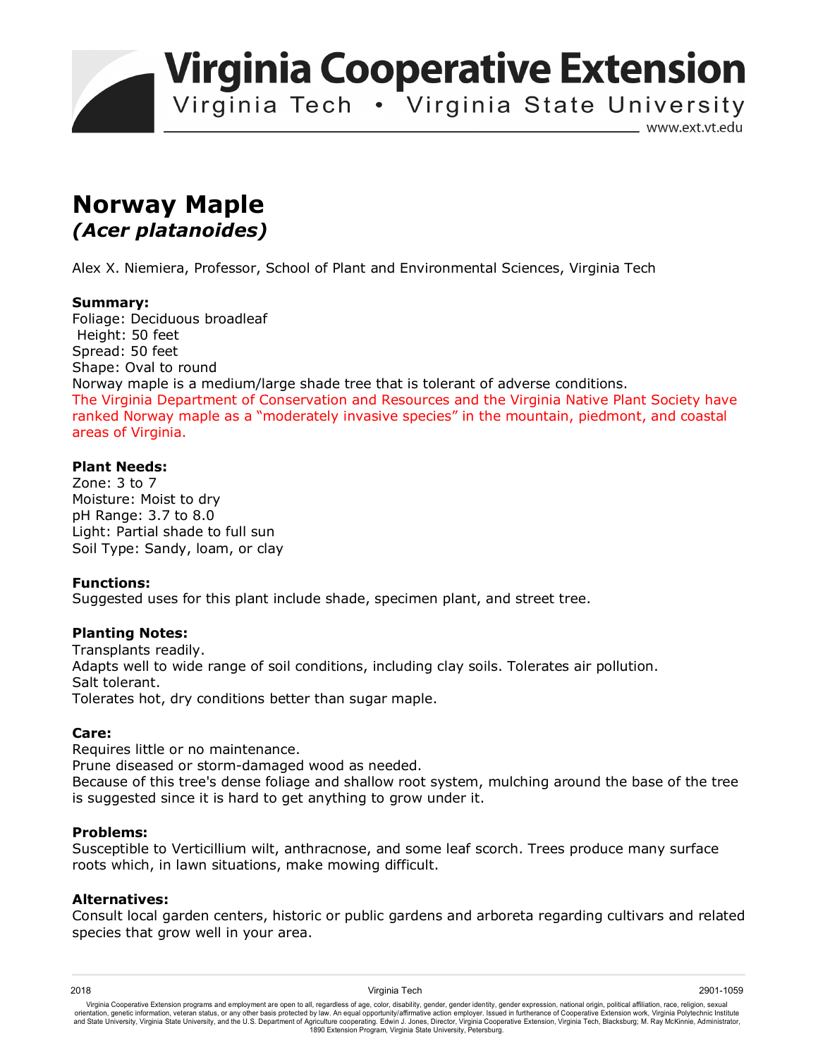# Norway Maple

## *(Acer platanoides)*

Alex X. Niemiera, Professor, School of Plant and Environmental Sciences, Virginia Tech

**Summary:**
Foliage: Deciduous broadleaf
Height: 50 feet
Spread: 50 feet
Shape: Oval to round
Norway maple is a medium/large shade tree that is tolerant of adverse conditions.
The Virginia Department of Conservation and Resources and the Virginia Native Plant Society have ranked Norway maple as a "moderately invasive species" in the mountain, piedmont, and coastal areas of Virginia.

**Plant Needs:**
Zone: 3 to 7
Moisture: Moist to dry
pH Range: 3.7 to 8.0
Light: Partial shade to full sun
Soil Type: Sandy, loam, or clay

**Functions:**
Suggested uses for this plant include shade, specimen plant, and street tree.

**Planting Notes:**
Transplants readily.
Adapts well to wide range of soil conditions, including clay soils. Tolerates air pollution.
Salt tolerant.
Tolerates hot, dry conditions better than sugar maple.

**Care:**
Requires little or no maintenance.
Prune diseased or storm-damaged wood as needed.
Because of this tree's dense foliage and shallow root system, mulching around the base of the tree is suggested since it is hard to get anything to grow under it.

**Problems:**
Susceptible to Verticillium wilt, anthracnose, and some leaf scorch. Trees produce many surface roots which, in lawn situations, make mowing difficult.

**Alternatives:**
Consult local garden centers, historic or public gardens and arboreta regarding cultivars and related species that grow well in your area.

2018 Virginia Tech 2901-1059

Virginia Cooperative Extension programs and employment are open to all, regardless of age, color, disability, gender, gender identity, gender expression, national origin, political affiliation, race, religion, sexual orientation, genetic information, veteran status, or any other basis protected by law. An equal opportunity/affirmative action employer. Issued in furtherance of Cooperative Extension work, Virginia Polytechnic Institute and State University, Virginia State University, and the U.S. Department of Agriculture cooperating. Edwin J. Jones, Director, Virginia Cooperative Extension, Virginia Tech, Blacksburg; M. Ray McKinnie, Administrator, 1890 Extension Program, Virginia State University, Petersburg.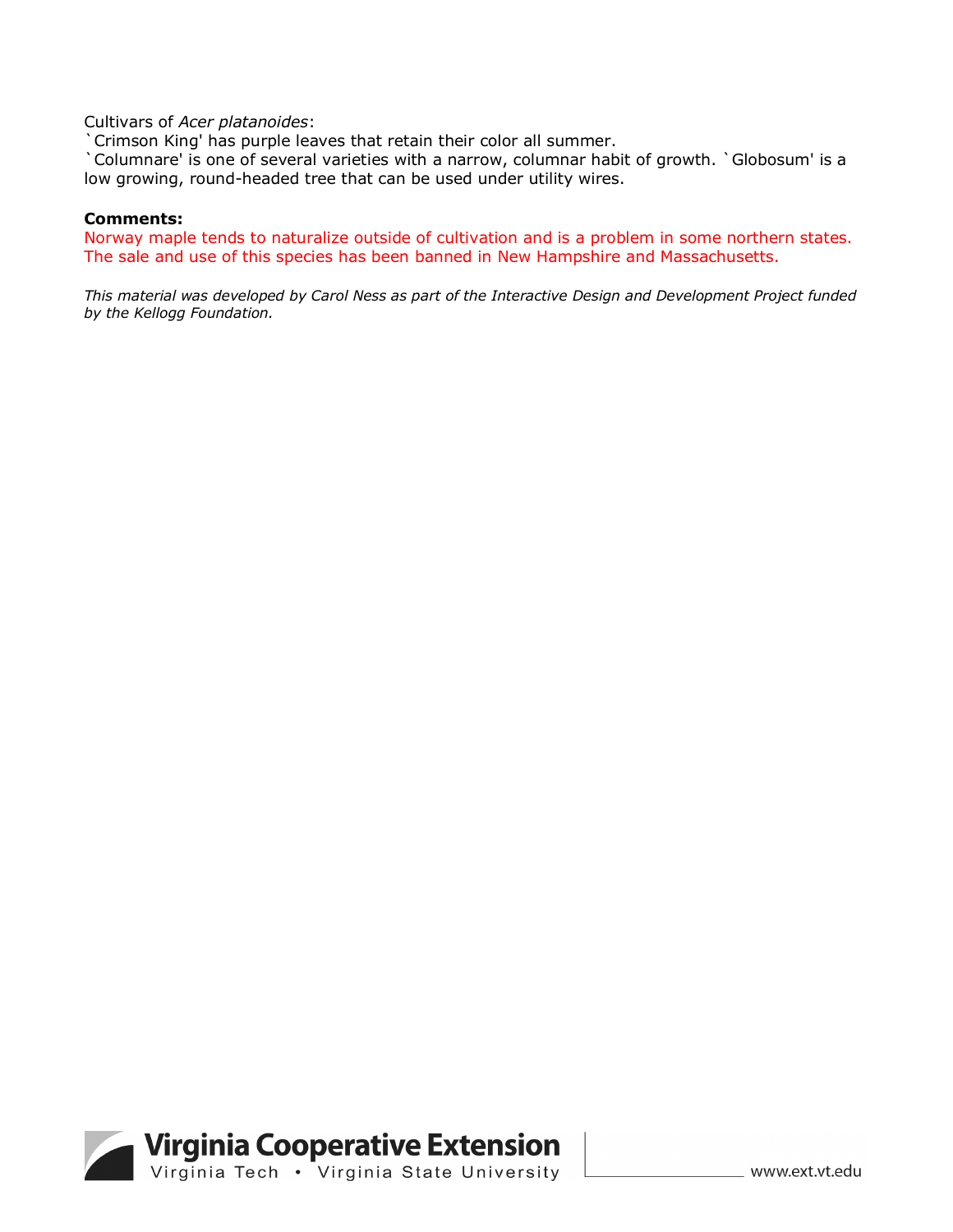Cultivars of *Acer platanoides*:
`Crimson King' has purple leaves that retain their color all summer.
`Columnare' is one of several varieties with a narrow, columnar habit of growth. `Globosum' is a low growing, round-headed tree that can be used under utility wires.

**Comments:**
Norway maple tends to naturalize outside of cultivation and is a problem in some northern states. The sale and use of this species has been banned in New Hampshire and Massachusetts.

*This material was developed by Carol Ness as part of the Interactive Design and Development Project funded by the Kellogg Foundation.*